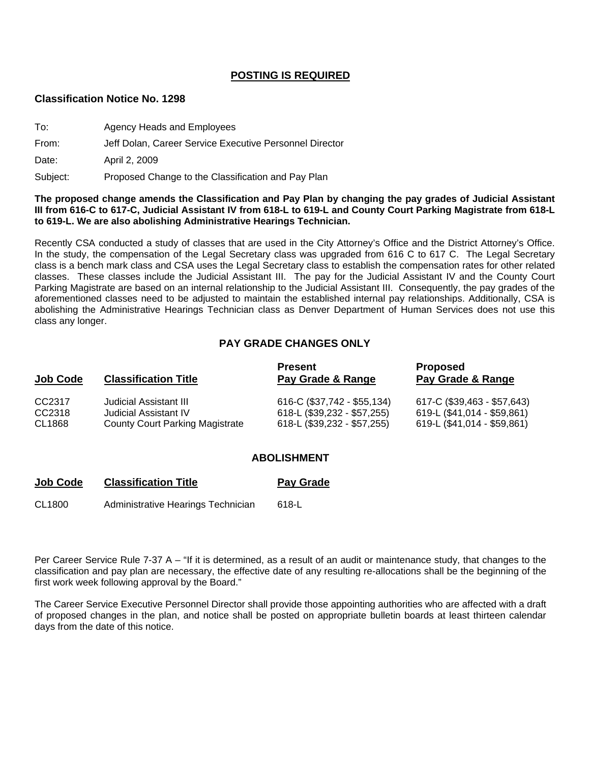## POSTING IS REQUIRED

**Classification Notice No. 1298**

To: Agency Heads and Employees

From: Jeff Dolan, Career Service Executive Personnel Director

Date: April 2, 2009

Subject: Proposed Change to the Classification and Pay Plan

**The proposed change amends the Classification and Pay Plan by changing the pay grades of Judicial Assistant III from 616-C to 617-C, Judicial Assistant IV from 618-L to 619-L and County Court Parking Magistrate from 618-L to 619-L. We are also abolishing Administrative Hearings Technician.**

Recently CSA conducted a study of classes that are used in the City Attorney's Office and the District Attorney's Office. In the study, the compensation of the Legal Secretary class was upgraded from 616 C to 617 C. The Legal Secretary class is a bench mark class and CSA uses the Legal Secretary class to establish the compensation rates for other related classes. These classes include the Judicial Assistant III. The pay for the Judicial Assistant IV and the County Court Parking Magistrate are based on an internal relationship to the Judicial Assistant III. Consequently, the pay grades of the aforementioned classes need to be adjusted to maintain the established internal pay relationships. Additionally, CSA is abolishing the Administrative Hearings Technician class as Denver Department of Human Services does not use this class any longer.

### PAY GRADE CHANGES ONLY

| Job Code | Classification Title | Present Pay Grade & Range | Proposed Pay Grade & Range |
|---|---|---|---|
| CC2317 | Judicial Assistant III | 616-C ($37,742 - $55,134) | 617-C ($39,463 - $57,643) |
| CC2318 | Judicial Assistant IV | 618-L ($39,232 - $57,255) | 619-L ($41,014 - $59,861) |
| CL1868 | County Court Parking Magistrate | 618-L ($39,232 - $57,255) | 619-L ($41,014 - $59,861) |

### ABOLISHMENT

| Job Code | Classification Title | Pay Grade |
|---|---|---|
| CL1800 | Administrative Hearings Technician | 618-L |

Per Career Service Rule 7-37 A – "If it is determined, as a result of an audit or maintenance study, that changes to the classification and pay plan are necessary, the effective date of any resulting re-allocations shall be the beginning of the first work week following approval by the Board."

The Career Service Executive Personnel Director shall provide those appointing authorities who are affected with a draft of proposed changes in the plan, and notice shall be posted on appropriate bulletin boards at least thirteen calendar days from the date of this notice.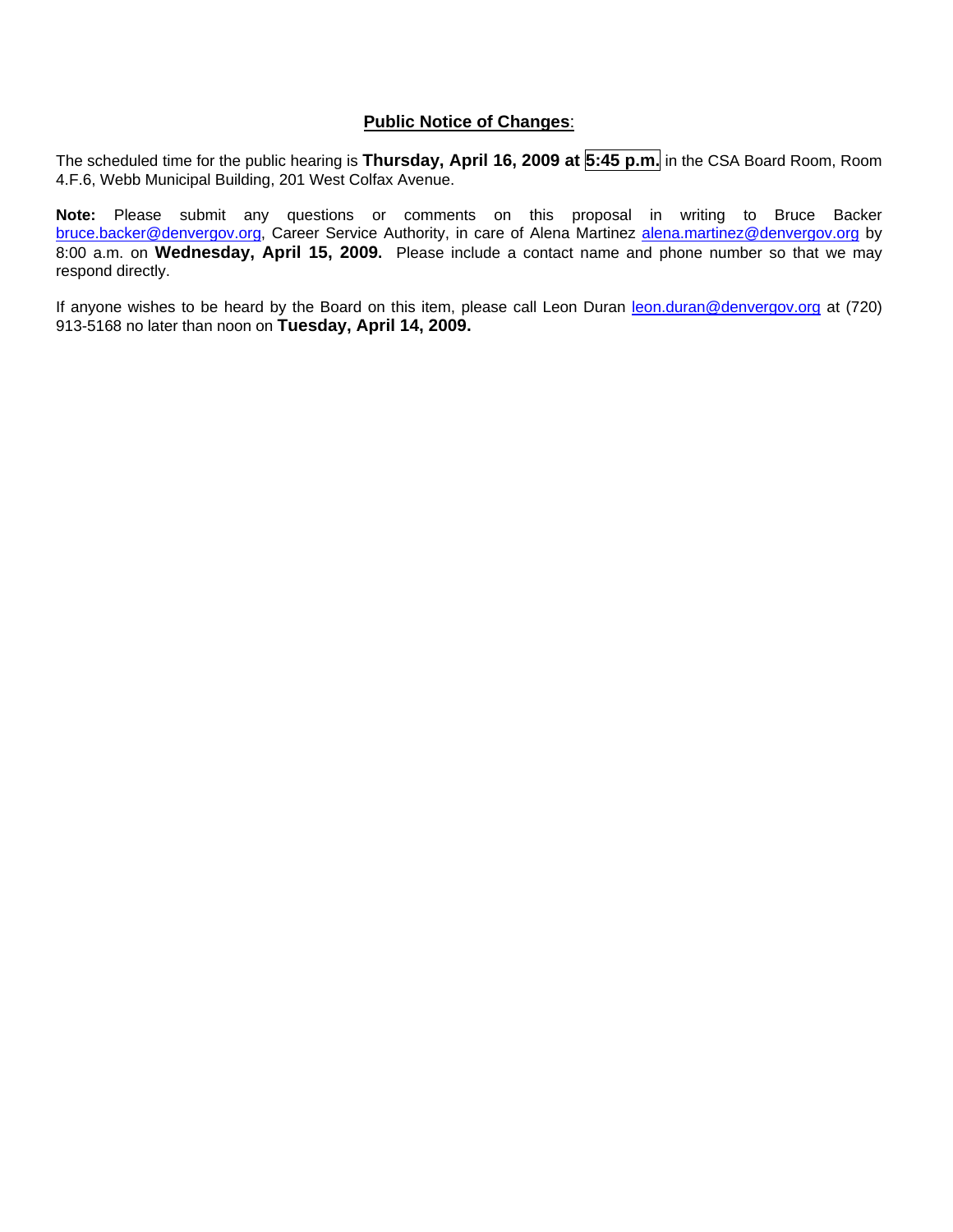**Public Notice of Changes**:

The scheduled time for the public hearing is **Thursday, April 16, 2009 at 5:45 p.m.** in the CSA Board Room, Room 4.F.6, Webb Municipal Building, 201 West Colfax Avenue.

**Note:** Please submit any questions or comments on this proposal in writing to Bruce Backer bruce.backer@denvergov.org, Career Service Authority, in care of Alena Martinez alena.martinez@denvergov.org by 8:00 a.m. on **Wednesday, April 15, 2009.** Please include a contact name and phone number so that we may respond directly.

If anyone wishes to be heard by the Board on this item, please call Leon Duran leon.duran@denvergov.org at (720) 913-5168 no later than noon on **Tuesday, April 14, 2009.**